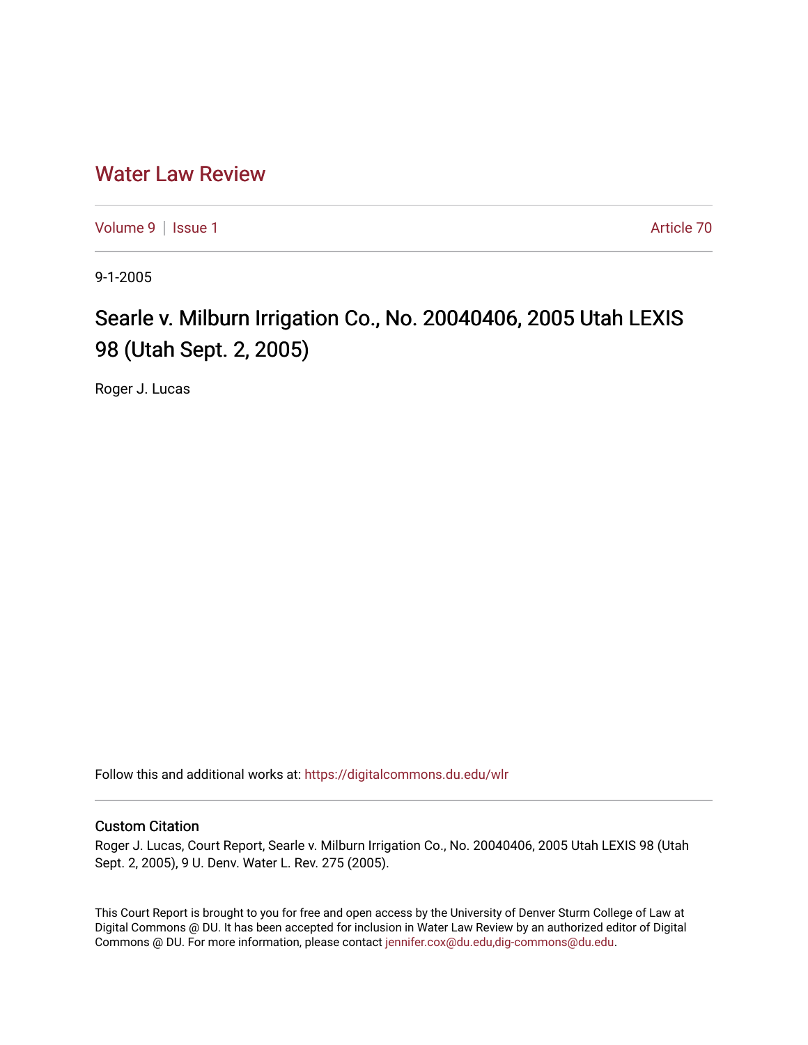# Water Law Review

Volume 9 | Issue 1 Article 70

9-1-2005

## Searle v. Milburn Irrigation Co., No. 20040406, 2005 Utah LEXIS 98 (Utah Sept. 2, 2005)

Roger J. Lucas

Follow this and additional works at: https://digitalcommons.du.edu/wlr

### Custom Citation

Roger J. Lucas, Court Report, Searle v. Milburn Irrigation Co., No. 20040406, 2005 Utah LEXIS 98 (Utah Sept. 2, 2005), 9 U. Denv. Water L. Rev. 275 (2005).

This Court Report is brought to you for free and open access by the University of Denver Sturm College of Law at Digital Commons @ DU. It has been accepted for inclusion in Water Law Review by an authorized editor of Digital Commons @ DU. For more information, please contact jennifer.cox@du.edu,dig-commons@du.edu.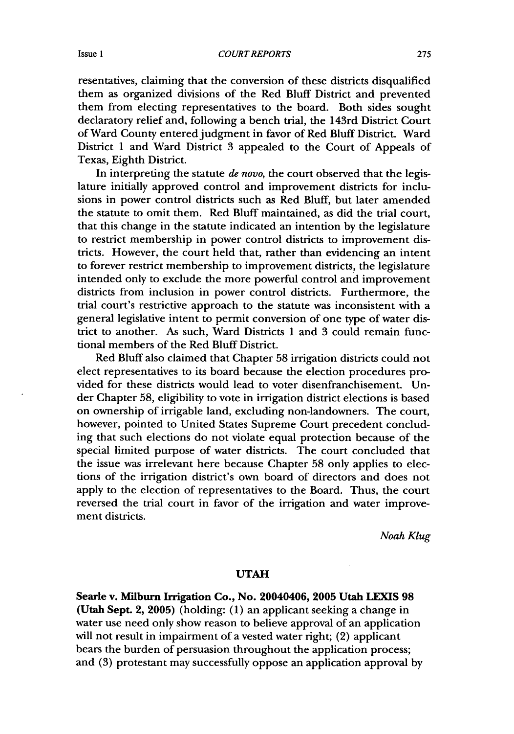resentatives, claiming that the conversion of these districts disqualified them as organized divisions of the Red Bluff District and prevented them from electing representatives to the board. Both sides sought declaratory relief and, following a bench trial, the 143rd District Court of Ward County entered judgment in favor of Red Bluff District. Ward District 1 and Ward District 3 appealed to the Court of Appeals of Texas, Eighth District.

In interpreting the statute *de novo*, the court observed that the legislature initially approved control and improvement districts for inclusions in power control districts such as Red Bluff, but later amended the statute to omit them. Red Bluff maintained, as did the trial court, that this change in the statute indicated an intention by the legislature to restrict membership in power control districts to improvement districts. However, the court held that, rather than evidencing an intent to forever restrict membership to improvement districts, the legislature intended only to exclude the more powerful control and improvement districts from inclusion in power control districts. Furthermore, the trial court's restrictive approach to the statute was inconsistent with a general legislative intent to permit conversion of one type of water district to another. As such, Ward Districts 1 and 3 could remain functional members of the Red Bluff District.

Red Bluff also claimed that Chapter 58 irrigation districts could not elect representatives to its board because the election procedures provided for these districts would lead to voter disenfranchisement. Under Chapter 58, eligibility to vote in irrigation district elections is based on ownership of irrigable land, excluding non-landowners. The court, however, pointed to United States Supreme Court precedent concluding that such elections do not violate equal protection because of the special limited purpose of water districts. The court concluded that the issue was irrelevant here because Chapter 58 only applies to elections of the irrigation district's own board of directors and does not apply to the election of representatives to the Board. Thus, the court reversed the trial court in favor of the irrigation and water improvement districts.

*Noah Klug*

## UTAH

**Searle v. Milburn Irrigation Co., No. 20040406, 2005 Utah LEXIS 98 (Utah Sept. 2, 2005)** (holding: (1) an applicant seeking a change in water use need only show reason to believe approval of an application will not result in impairment of a vested water right; (2) applicant bears the burden of persuasion throughout the application process; and (3) protestant may successfully oppose an application approval by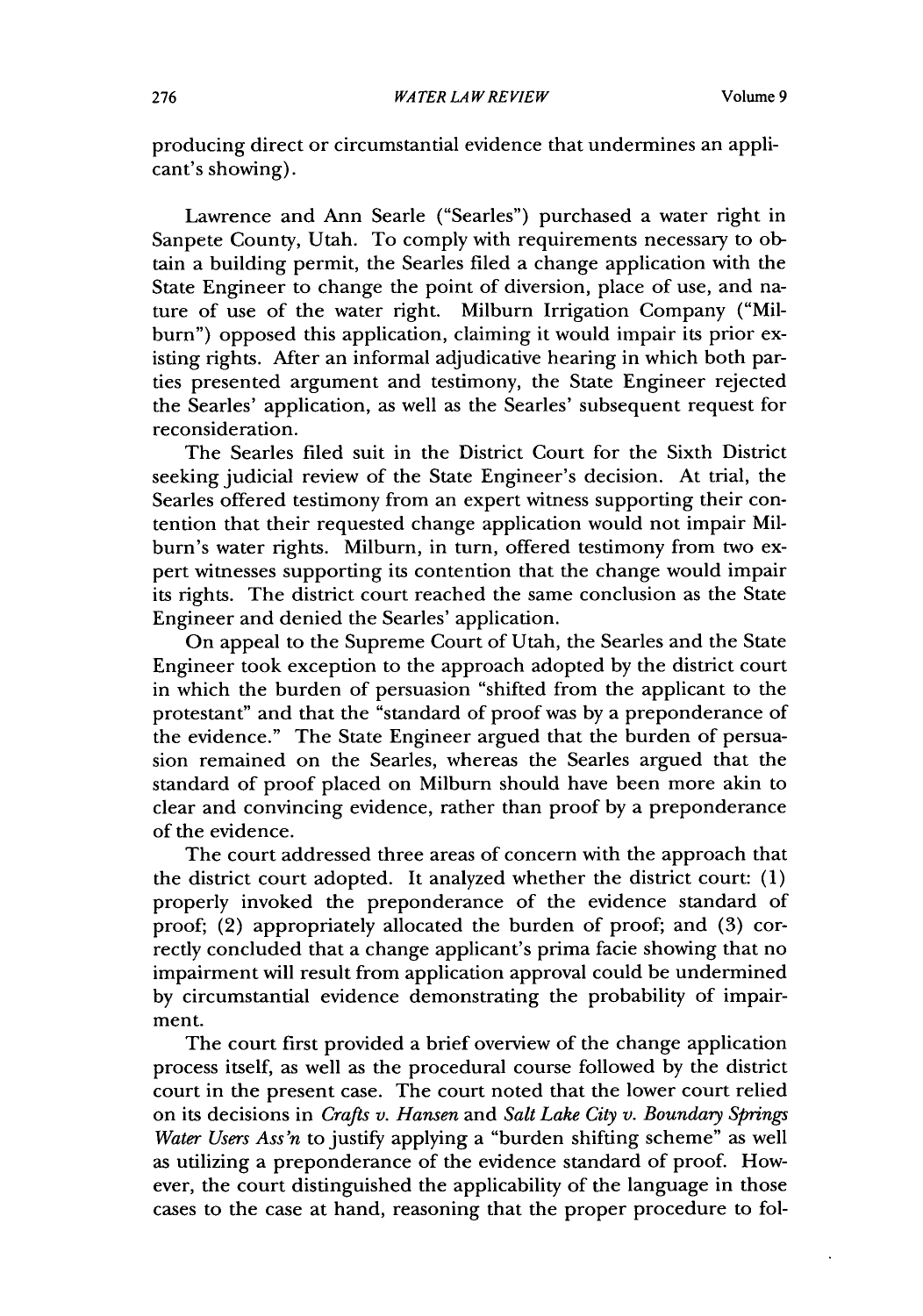producing direct or circumstantial evidence that undermines an applicant's showing).

Lawrence and Ann Searle ("Searles") purchased a water right in Sanpete County, Utah. To comply with requirements necessary to obtain a building permit, the Searles filed a change application with the State Engineer to change the point of diversion, place of use, and nature of use of the water right. Milburn Irrigation Company ("Milburn") opposed this application, claiming it would impair its prior existing rights. After an informal adjudicative hearing in which both parties presented argument and testimony, the State Engineer rejected the Searles' application, as well as the Searles' subsequent request for reconsideration.

The Searles filed suit in the District Court for the Sixth District seeking judicial review of the State Engineer's decision. At trial, the Searles offered testimony from an expert witness supporting their contention that their requested change application would not impair Milburn's water rights. Milburn, in turn, offered testimony from two expert witnesses supporting its contention that the change would impair its rights. The district court reached the same conclusion as the State Engineer and denied the Searles' application.

On appeal to the Supreme Court of Utah, the Searles and the State Engineer took exception to the approach adopted by the district court in which the burden of persuasion "shifted from the applicant to the protestant" and that the "standard of proof was by a preponderance of the evidence." The State Engineer argued that the burden of persuasion remained on the Searles, whereas the Searles argued that the standard of proof placed on Milburn should have been more akin to clear and convincing evidence, rather than proof by a preponderance of the evidence.

The court addressed three areas of concern with the approach that the district court adopted. It analyzed whether the district court: (1) properly invoked the preponderance of the evidence standard of proof; (2) appropriately allocated the burden of proof; and (3) correctly concluded that a change applicant's prima facie showing that no impairment will result from application approval could be undermined by circumstantial evidence demonstrating the probability of impairment.

The court first provided a brief overview of the change application process itself, as well as the procedural course followed by the district court in the present case. The court noted that the lower court relied on its decisions in *Crafts v. Hansen* and *Salt Lake City v. Boundary Springs Water Users Ass'n* to justify applying a "burden shifting scheme" as well as utilizing a preponderance of the evidence standard of proof. However, the court distinguished the applicability of the language in those cases to the case at hand, reasoning that the proper procedure to fol-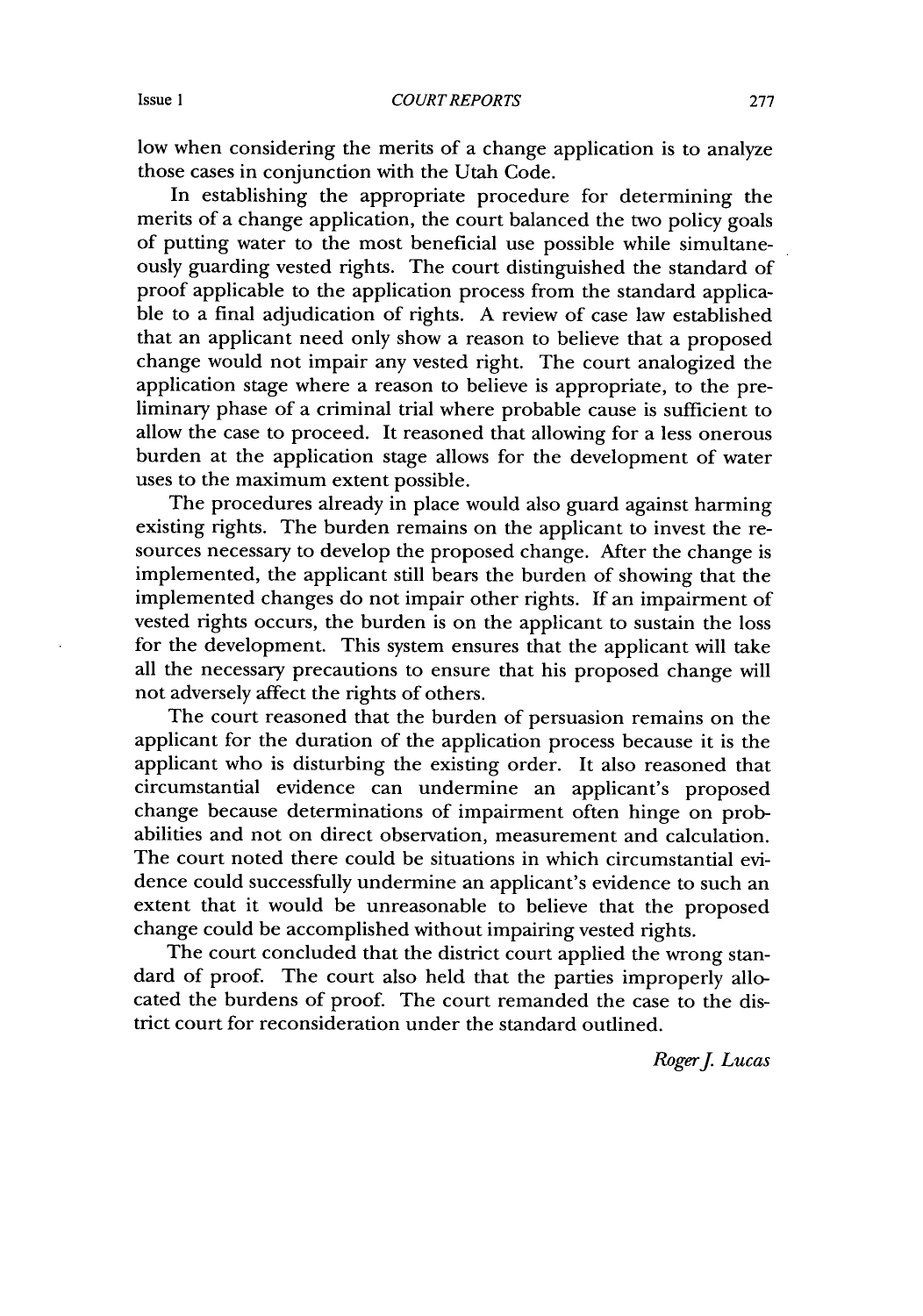low when considering the merits of a change application is to analyze those cases in conjunction with the Utah Code.

In establishing the appropriate procedure for determining the merits of a change application, the court balanced the two policy goals of putting water to the most beneficial use possible while simultaneously guarding vested rights. The court distinguished the standard of proof applicable to the application process from the standard applicable to a final adjudication of rights. A review of case law established that an applicant need only show a reason to believe that a proposed change would not impair any vested right. The court analogized the application stage where a reason to believe is appropriate, to the preliminary phase of a criminal trial where probable cause is sufficient to allow the case to proceed. It reasoned that allowing for a less onerous burden at the application stage allows for the development of water uses to the maximum extent possible.

The procedures already in place would also guard against harming existing rights. The burden remains on the applicant to invest the resources necessary to develop the proposed change. After the change is implemented, the applicant still bears the burden of showing that the implemented changes do not impair other rights. If an impairment of vested rights occurs, the burden is on the applicant to sustain the loss for the development. This system ensures that the applicant will take all the necessary precautions to ensure that his proposed change will not adversely affect the rights of others.

The court reasoned that the burden of persuasion remains on the applicant for the duration of the application process because it is the applicant who is disturbing the existing order. It also reasoned that circumstantial evidence can undermine an applicant's proposed change because determinations of impairment often hinge on probabilities and not on direct observation, measurement and calculation. The court noted there could be situations in which circumstantial evidence could successfully undermine an applicant's evidence to such an extent that it would be unreasonable to believe that the proposed change could be accomplished without impairing vested rights.

The court concluded that the district court applied the wrong standard of proof. The court also held that the parties improperly allocated the burdens of proof. The court remanded the case to the district court for reconsideration under the standard outlined.

*Roger J. Lucas*